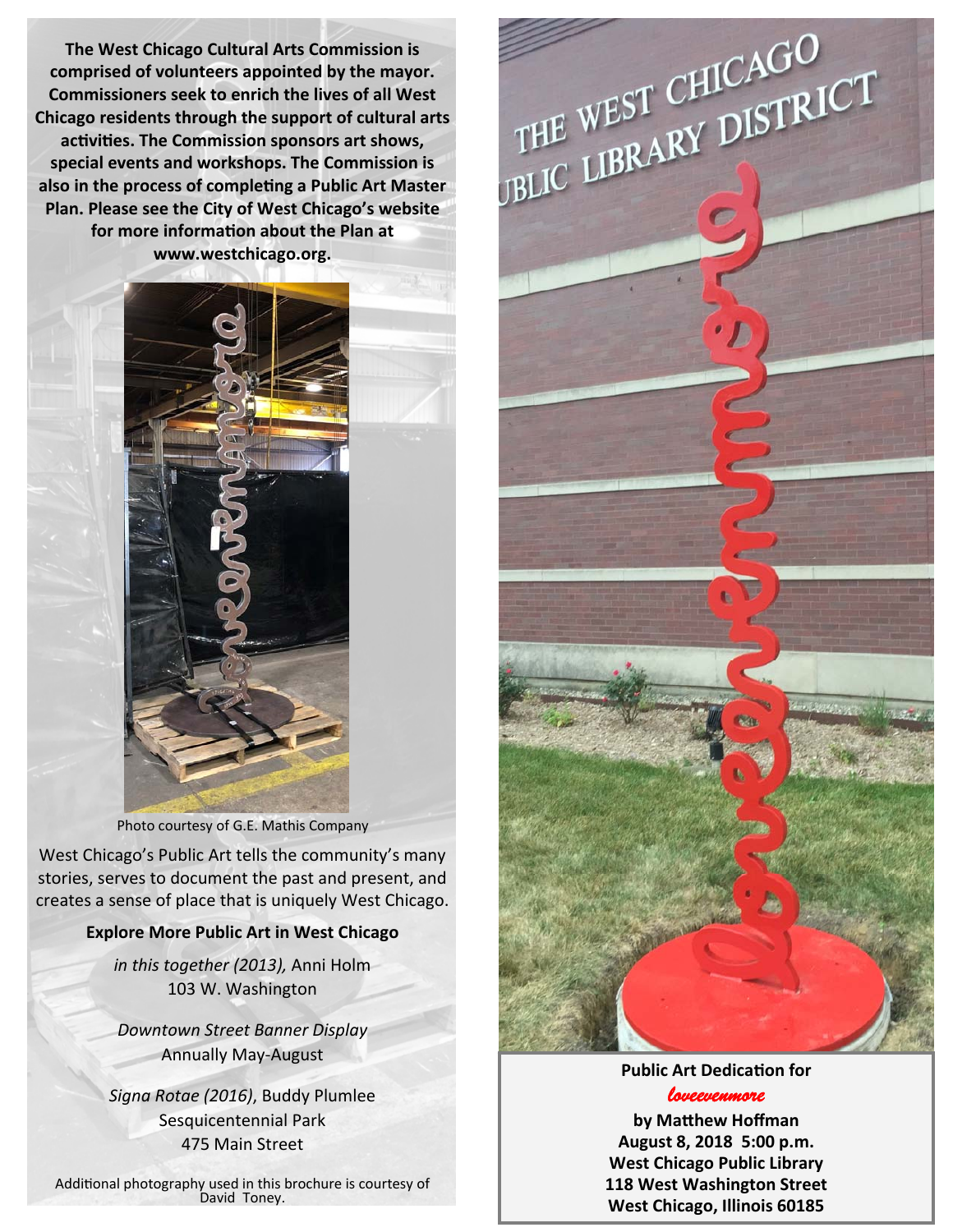**The West Chicago Cultural Arts Commission is comprised of volunteers appointed by the mayor. Commissioners seek to enrich the lives of all West Chicago residents through the support of cultural arts activities. The Commission sponsors art shows, special events and workshops. The Commission is also in the process of completing a Public Art Master Plan. Please see the City of West Chicago's website for more information about the Plan at www.westchicago.org.**

Photo courtesy of G.E. Mathis Company

West Chicago's Public Art tells the community's many stories, serves to document the past and present, and creates a sense of place that is uniquely West Chicago.

**Explore More Public Art in West Chicago**

*in this together (2013),* Anni Holm
103 W. Washington

*Downtown Street Banner Display*
Annually May-August

*Signa Rotae (2016)*, Buddy Plumlee
Sesquicentennial Park
475 Main Street

Additional photography used in this brochure is courtesy of David Toney.

**Public Art Dedication for**

***loveevenmore***

**by Matthew Hoffman**
**August 8, 2018 5:00 p.m.**
**West Chicago Public Library**
**118 West Washington Street**
**West Chicago, Illinois 60185**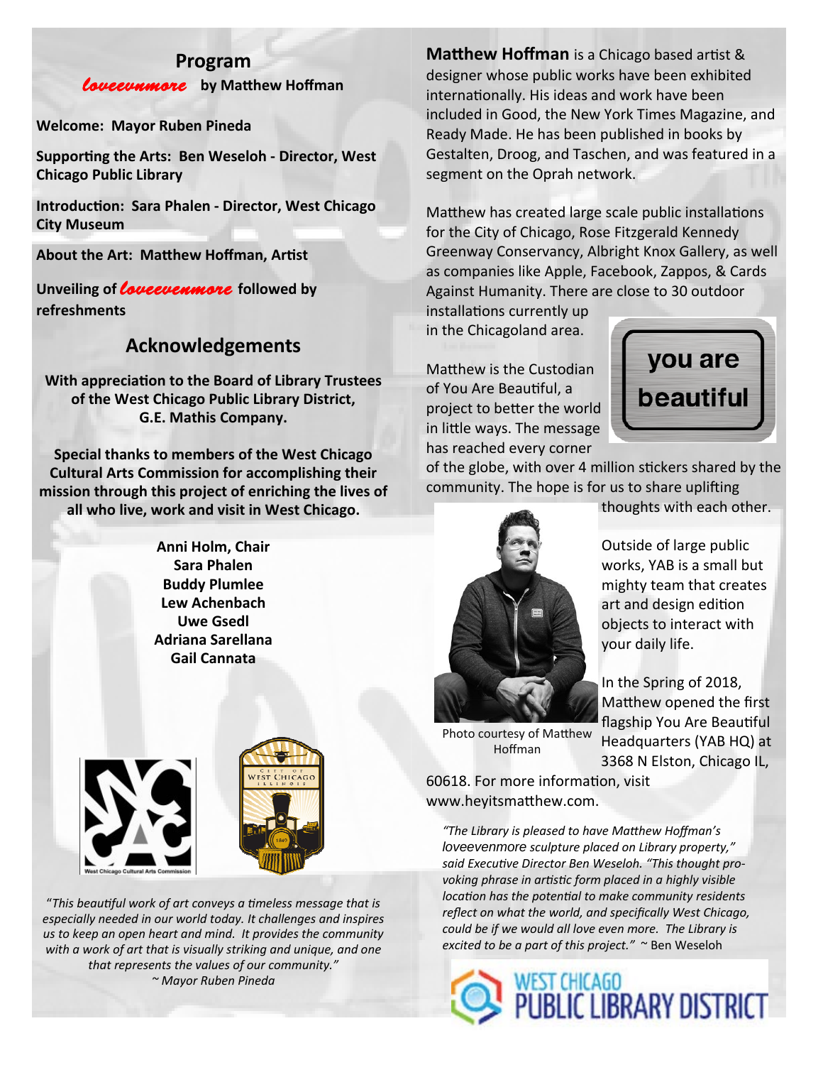## Program

***loveevnmore*** **by Matthew Hoffman**

**Welcome: Mayor Ruben Pineda**

**Supporting the Arts: Ben Weseloh - Director, West Chicago Public Library**

**Introduction: Sara Phalen - Director, West Chicago City Museum**

**About the Art: Matthew Hoffman, Artist**

**Unveiling of *loveevenmore* followed by refreshments**

## Acknowledgements

**With appreciation to the Board of Library Trustees of the West Chicago Public Library District, G.E. Mathis Company.**

**Special thanks to members of the West Chicago Cultural Arts Commission for accomplishing their mission through this project of enriching the lives of all who live, work and visit in West Chicago.**

**Anni Holm, Chair**
**Sara Phalen**
**Buddy Plumlee**
**Lew Achenbach**
**Uwe Gsedl**
**Adriana Sarellana**
**Gail Cannata**

West Chicago Cultural Arts Commission

City of West Chicago Illinois

"*This beautiful work of art conveys a timeless message that is especially needed in our world today. It challenges and inspires us to keep an open heart and mind. It provides the community with a work of art that is visually striking and unique, and one that represents the values of our community.*"
*~ Mayor Ruben Pineda*

**Matthew Hoffman** is a Chicago based artist & designer whose public works have been exhibited internationally. His ideas and work have been included in Good, the New York Times Magazine, and Ready Made. He has been published in books by Gestalten, Droog, and Taschen, and was featured in a segment on the Oprah network.

Matthew has created large scale public installations for the City of Chicago, Rose Fitzgerald Kennedy Greenway Conservancy, Albright Knox Gallery, as well as companies like Apple, Facebook, Zappos, & Cards Against Humanity. There are close to 30 outdoor installations currently up in the Chicagoland area.

you are beautiful

Matthew is the Custodian of You Are Beautiful, a project to better the world in little ways. The message has reached every corner of the globe, with over 4 million stickers shared by the community. The hope is for us to share uplifting thoughts with each other.

Photo courtesy of Matthew Hoffman

Outside of large public works, YAB is a small but mighty team that creates art and design edition objects to interact with your daily life.

In the Spring of 2018, Matthew opened the first flagship You Are Beautiful Headquarters (YAB HQ) at 3368 N Elston, Chicago IL, 60618. For more information, visit www.heyitsmatthew.com.

*"The Library is pleased to have Matthew Hoffman's loveevenmore sculpture placed on Library property," said Executive Director Ben Weseloh. "This thought provoking phrase in artistic form placed in a highly visible location has the potential to make community residents reflect on what the world, and specifically West Chicago, could be if we would all love even more. The Library is excited to be a part of this project."* ~ Ben Weseloh

WEST CHICAGO PUBLIC LIBRARY DISTRICT